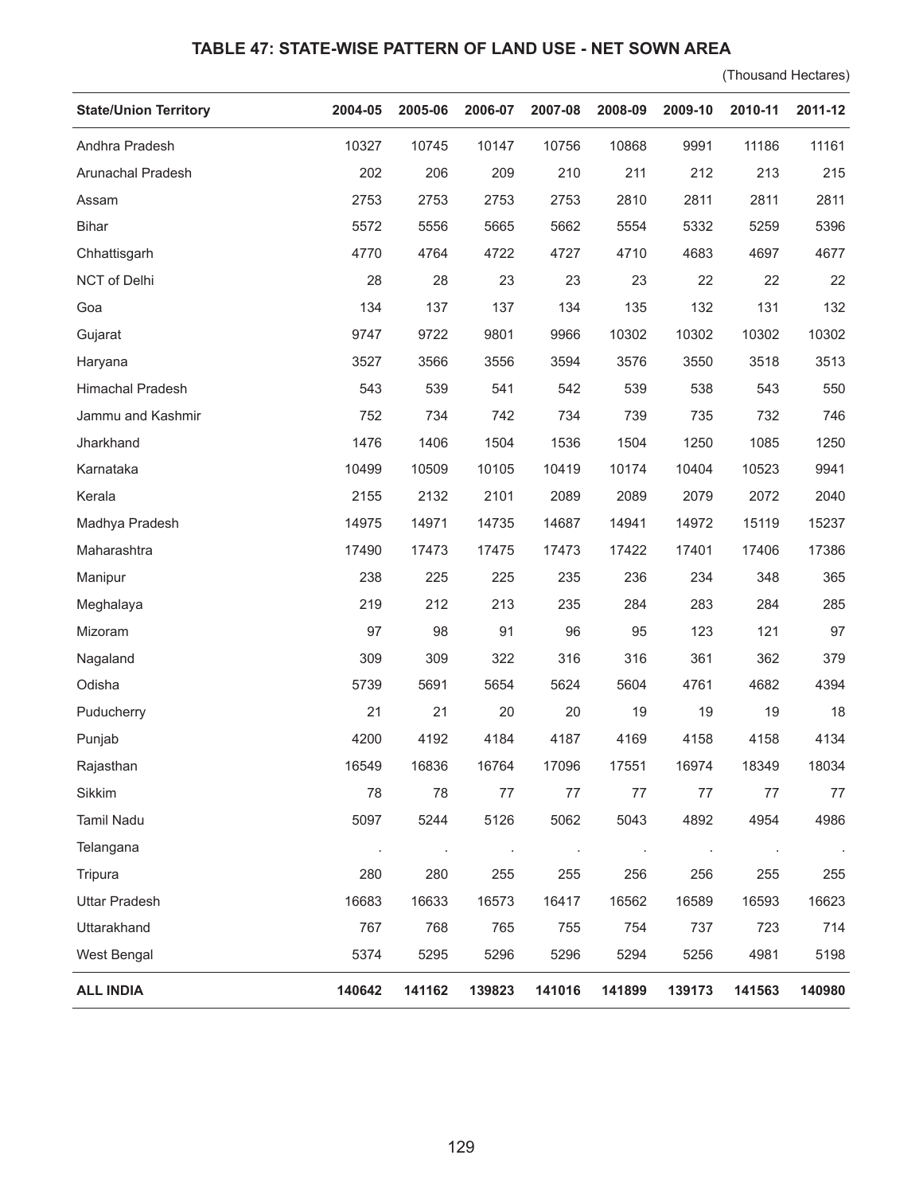# TABLE 47: STATE-WISE PATTERN OF LAND USE - NET SOWN AREA

(Thousand Hectares)

| State/Union Territory | 2004-05 | 2005-06 | 2006-07 | 2007-08 | 2008-09 | 2009-10 | 2010-11 | 2011-12 |
|---|---|---|---|---|---|---|---|---|
| Andhra Pradesh | 10327 | 10745 | 10147 | 10756 | 10868 | 9991 | 11186 | 11161 |
| Arunachal Pradesh | 202 | 206 | 209 | 210 | 211 | 212 | 213 | 215 |
| Assam | 2753 | 2753 | 2753 | 2753 | 2810 | 2811 | 2811 | 2811 |
| Bihar | 5572 | 5556 | 5665 | 5662 | 5554 | 5332 | 5259 | 5396 |
| Chhattisgarh | 4770 | 4764 | 4722 | 4727 | 4710 | 4683 | 4697 | 4677 |
| NCT of Delhi | 28 | 28 | 23 | 23 | 23 | 22 | 22 | 22 |
| Goa | 134 | 137 | 137 | 134 | 135 | 132 | 131 | 132 |
| Gujarat | 9747 | 9722 | 9801 | 9966 | 10302 | 10302 | 10302 | 10302 |
| Haryana | 3527 | 3566 | 3556 | 3594 | 3576 | 3550 | 3518 | 3513 |
| Himachal Pradesh | 543 | 539 | 541 | 542 | 539 | 538 | 543 | 550 |
| Jammu and Kashmir | 752 | 734 | 742 | 734 | 739 | 735 | 732 | 746 |
| Jharkhand | 1476 | 1406 | 1504 | 1536 | 1504 | 1250 | 1085 | 1250 |
| Karnataka | 10499 | 10509 | 10105 | 10419 | 10174 | 10404 | 10523 | 9941 |
| Kerala | 2155 | 2132 | 2101 | 2089 | 2089 | 2079 | 2072 | 2040 |
| Madhya Pradesh | 14975 | 14971 | 14735 | 14687 | 14941 | 14972 | 15119 | 15237 |
| Maharashtra | 17490 | 17473 | 17475 | 17473 | 17422 | 17401 | 17406 | 17386 |
| Manipur | 238 | 225 | 225 | 235 | 236 | 234 | 348 | 365 |
| Meghalaya | 219 | 212 | 213 | 235 | 284 | 283 | 284 | 285 |
| Mizoram | 97 | 98 | 91 | 96 | 95 | 123 | 121 | 97 |
| Nagaland | 309 | 309 | 322 | 316 | 316 | 361 | 362 | 379 |
| Odisha | 5739 | 5691 | 5654 | 5624 | 5604 | 4761 | 4682 | 4394 |
| Puducherry | 21 | 21 | 20 | 20 | 19 | 19 | 19 | 18 |
| Punjab | 4200 | 4192 | 4184 | 4187 | 4169 | 4158 | 4158 | 4134 |
| Rajasthan | 16549 | 16836 | 16764 | 17096 | 17551 | 16974 | 18349 | 18034 |
| Sikkim | 78 | 78 | 77 | 77 | 77 | 77 | 77 | 77 |
| Tamil Nadu | 5097 | 5244 | 5126 | 5062 | 5043 | 4892 | 4954 | 4986 |
| Telangana | . | . | . | . | . | . | . | . |
| Tripura | 280 | 280 | 255 | 255 | 256 | 256 | 255 | 255 |
| Uttar Pradesh | 16683 | 16633 | 16573 | 16417 | 16562 | 16589 | 16593 | 16623 |
| Uttarakhand | 767 | 768 | 765 | 755 | 754 | 737 | 723 | 714 |
| West Bengal | 5374 | 5295 | 5296 | 5296 | 5294 | 5256 | 4981 | 5198 |
| **ALL INDIA** | **140642** | **141162** | **139823** | **141016** | **141899** | **139173** | **141563** | **140980** |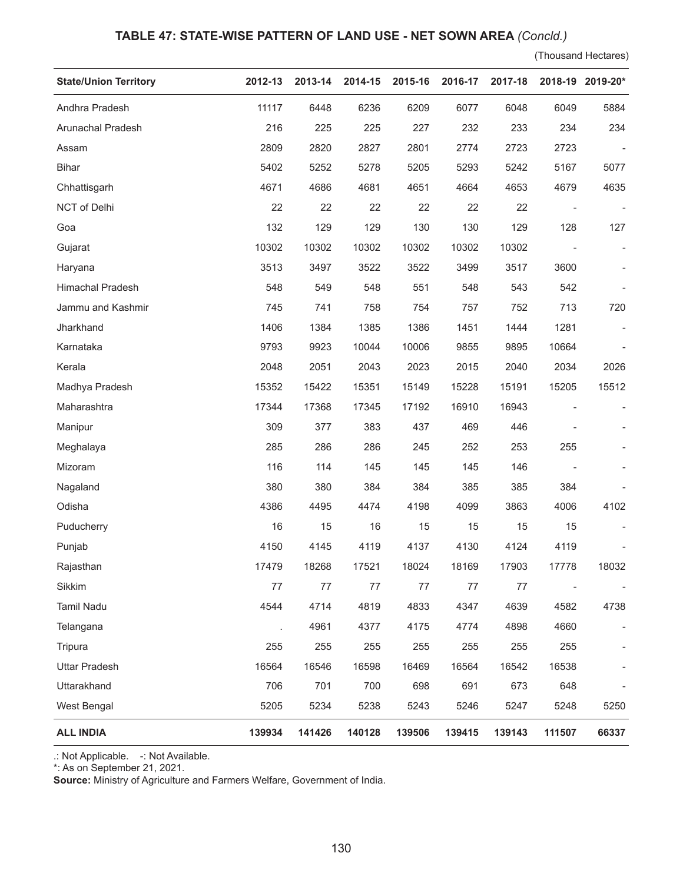## TABLE 47: STATE-WISE PATTERN OF LAND USE - NET SOWN AREA *(Concld.)*

(Thousand Hectares)

| State/Union Territory | 2012-13 | 2013-14 | 2014-15 | 2015-16 | 2016-17 | 2017-18 | 2018-19 | 2019-20* |
|---|---|---|---|---|---|---|---|---|
| Andhra Pradesh | 11117 | 6448 | 6236 | 6209 | 6077 | 6048 | 6049 | 5884 |
| Arunachal Pradesh | 216 | 225 | 225 | 227 | 232 | 233 | 234 | 234 |
| Assam | 2809 | 2820 | 2827 | 2801 | 2774 | 2723 | 2723 | - |
| Bihar | 5402 | 5252 | 5278 | 5205 | 5293 | 5242 | 5167 | 5077 |
| Chhattisgarh | 4671 | 4686 | 4681 | 4651 | 4664 | 4653 | 4679 | 4635 |
| NCT of Delhi | 22 | 22 | 22 | 22 | 22 | 22 | - | - |
| Goa | 132 | 129 | 129 | 130 | 130 | 129 | 128 | 127 |
| Gujarat | 10302 | 10302 | 10302 | 10302 | 10302 | 10302 | - | - |
| Haryana | 3513 | 3497 | 3522 | 3522 | 3499 | 3517 | 3600 | - |
| Himachal Pradesh | 548 | 549 | 548 | 551 | 548 | 543 | 542 | - |
| Jammu and Kashmir | 745 | 741 | 758 | 754 | 757 | 752 | 713 | 720 |
| Jharkhand | 1406 | 1384 | 1385 | 1386 | 1451 | 1444 | 1281 | - |
| Karnataka | 9793 | 9923 | 10044 | 10006 | 9855 | 9895 | 10664 | - |
| Kerala | 2048 | 2051 | 2043 | 2023 | 2015 | 2040 | 2034 | 2026 |
| Madhya Pradesh | 15352 | 15422 | 15351 | 15149 | 15228 | 15191 | 15205 | 15512 |
| Maharashtra | 17344 | 17368 | 17345 | 17192 | 16910 | 16943 | - | - |
| Manipur | 309 | 377 | 383 | 437 | 469 | 446 | - | - |
| Meghalaya | 285 | 286 | 286 | 245 | 252 | 253 | 255 | - |
| Mizoram | 116 | 114 | 145 | 145 | 145 | 146 | - | - |
| Nagaland | 380 | 380 | 384 | 384 | 385 | 385 | 384 | - |
| Odisha | 4386 | 4495 | 4474 | 4198 | 4099 | 3863 | 4006 | 4102 |
| Puducherry | 16 | 15 | 16 | 15 | 15 | 15 | 15 | - |
| Punjab | 4150 | 4145 | 4119 | 4137 | 4130 | 4124 | 4119 | - |
| Rajasthan | 17479 | 18268 | 17521 | 18024 | 18169 | 17903 | 17778 | 18032 |
| Sikkim | 77 | 77 | 77 | 77 | 77 | 77 | - | - |
| Tamil Nadu | 4544 | 4714 | 4819 | 4833 | 4347 | 4639 | 4582 | 4738 |
| Telangana | . | 4961 | 4377 | 4175 | 4774 | 4898 | 4660 | - |
| Tripura | 255 | 255 | 255 | 255 | 255 | 255 | 255 | - |
| Uttar Pradesh | 16564 | 16546 | 16598 | 16469 | 16564 | 16542 | 16538 | - |
| Uttarakhand | 706 | 701 | 700 | 698 | 691 | 673 | 648 | - |
| West Bengal | 5205 | 5234 | 5238 | 5243 | 5246 | 5247 | 5248 | 5250 |
| **ALL INDIA** | **139934** | **141426** | **140128** | **139506** | **139415** | **139143** | **111507** | **66337** |

.: Not Applicable.  -: Not Available.

*: As on September 21, 2021.

**Source:** Ministry of Agriculture and Farmers Welfare, Government of India.